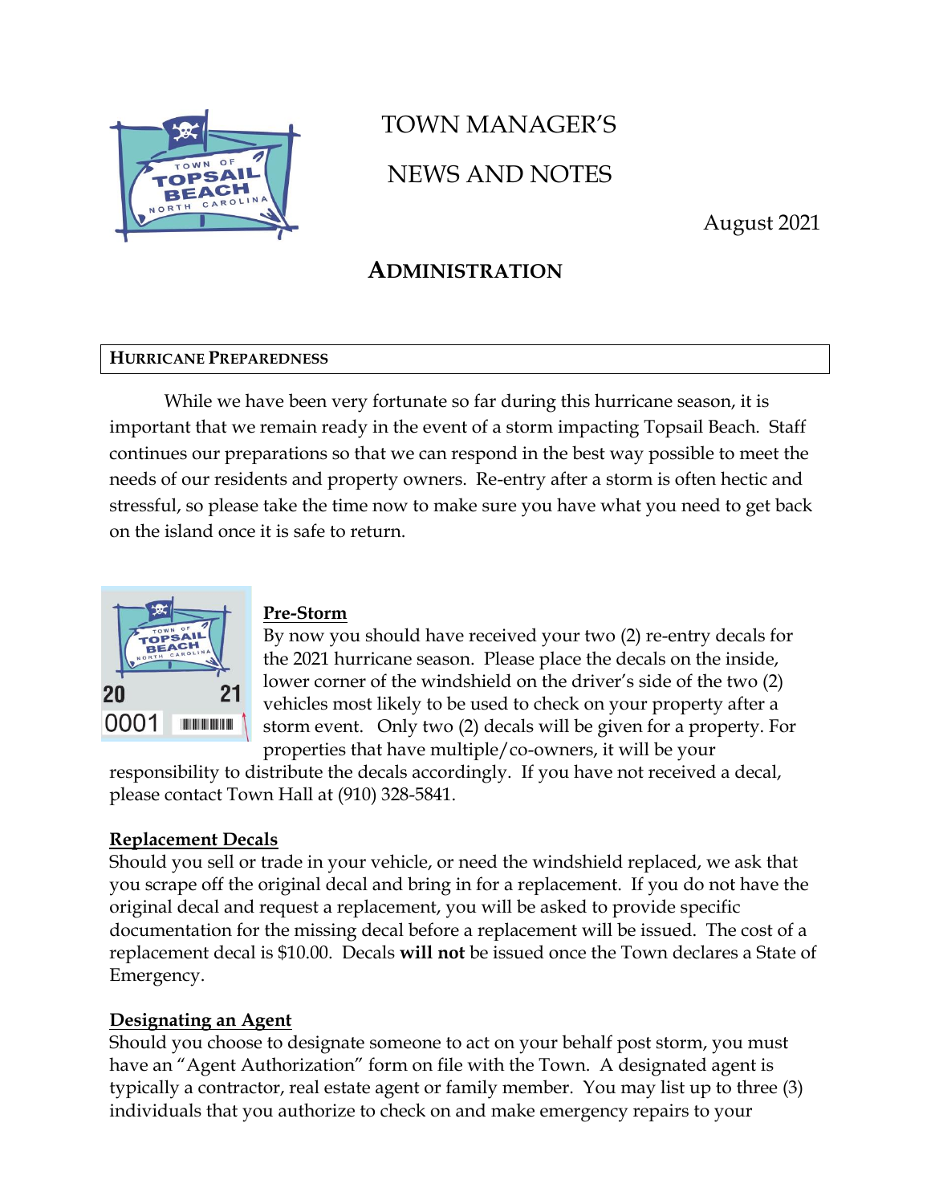# TOWN MANAGER'S

# NEWS AND NOTES

August 2021

## ADMINISTRATION

### HURRICANE PREPAREDNESS

While we have been very fortunate so far during this hurricane season, it is important that we remain ready in the event of a storm impacting Topsail Beach. Staff continues our preparations so that we can respond in the best way possible to meet the needs of our residents and property owners. Re-entry after a storm is often hectic and stressful, so please take the time now to make sure you have what you need to get back on the island once it is safe to return.

**Pre-Storm**

By now you should have received your two (2) re-entry decals for the 2021 hurricane season. Please place the decals on the inside, lower corner of the windshield on the driver's side of the two (2) vehicles most likely to be used to check on your property after a storm event. Only two (2) decals will be given for a property. For properties that have multiple/co-owners, it will be your responsibility to distribute the decals accordingly. If you have not received a decal, please contact Town Hall at (910) 328-5841.

**Replacement Decals**

Should you sell or trade in your vehicle, or need the windshield replaced, we ask that you scrape off the original decal and bring in for a replacement. If you do not have the original decal and request a replacement, you will be asked to provide specific documentation for the missing decal before a replacement will be issued. The cost of a replacement decal is $10.00. Decals **will not** be issued once the Town declares a State of Emergency.

**Designating an Agent**

Should you choose to designate someone to act on your behalf post storm, you must have an "Agent Authorization" form on file with the Town. A designated agent is typically a contractor, real estate agent or family member. You may list up to three (3) individuals that you authorize to check on and make emergency repairs to your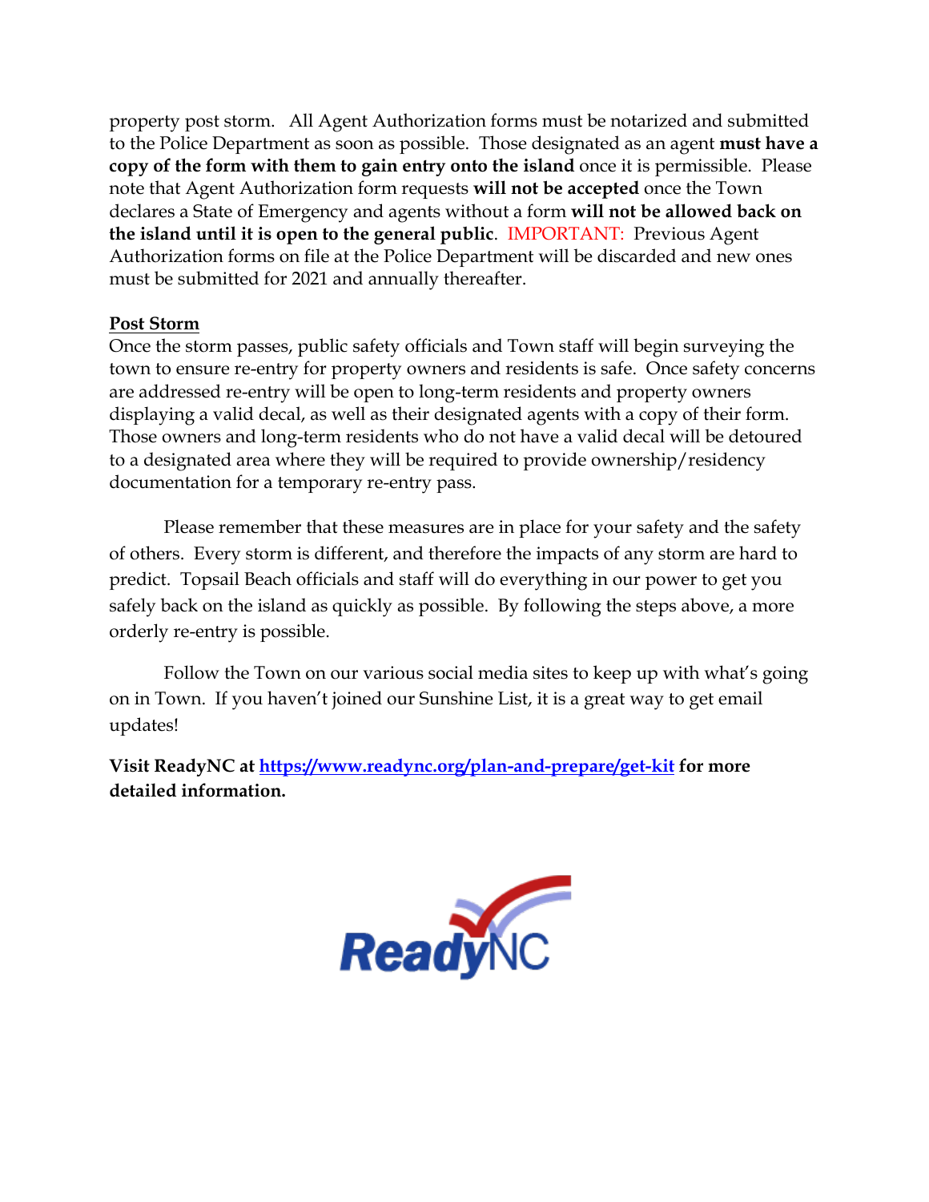property post storm. All Agent Authorization forms must be notarized and submitted to the Police Department as soon as possible. Those designated as an agent **must have a copy of the form with them to gain entry onto the island** once it is permissible. Please note that Agent Authorization form requests **will not be accepted** once the Town declares a State of Emergency and agents without a form **will not be allowed back on the island until it is open to the general public**. IMPORTANT: Previous Agent Authorization forms on file at the Police Department will be discarded and new ones must be submitted for 2021 and annually thereafter.

**Post Storm**

Once the storm passes, public safety officials and Town staff will begin surveying the town to ensure re-entry for property owners and residents is safe. Once safety concerns are addressed re-entry will be open to long-term residents and property owners displaying a valid decal, as well as their designated agents with a copy of their form. Those owners and long-term residents who do not have a valid decal will be detoured to a designated area where they will be required to provide ownership/residency documentation for a temporary re-entry pass.

Please remember that these measures are in place for your safety and the safety of others. Every storm is different, and therefore the impacts of any storm are hard to predict. Topsail Beach officials and staff will do everything in our power to get you safely back on the island as quickly as possible. By following the steps above, a more orderly re-entry is possible.

Follow the Town on our various social media sites to keep up with what's going on in Town. If you haven't joined our Sunshine List, it is a great way to get email updates!

**Visit ReadyNC at [https://www.readync.org/plan-and-prepare/get-kit](https://www.readync.org/plan-and-prepare/get-kit) for more detailed information.**

ReadyNC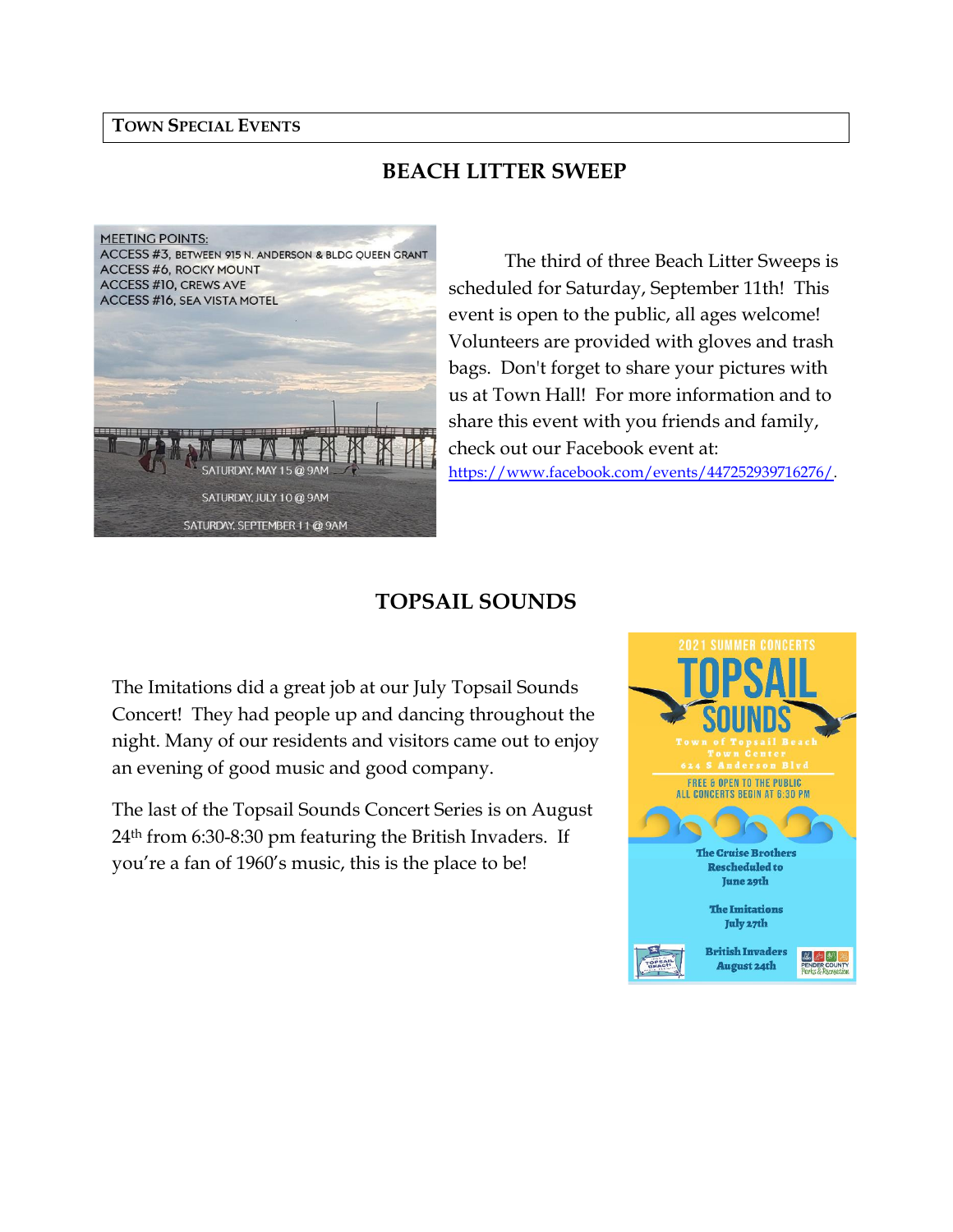**TOWN SPECIAL EVENTS**

## BEACH LITTER SWEEP

MEETING POINTS:
ACCESS #3, BETWEEN 915 N. ANDERSON & BLDG QUEEN GRANT
ACCESS #6, ROCKY MOUNT
ACCESS #10, CREWS AVE
ACCESS #16, SEA VISTA MOTEL

SATURDAY, MAY 15 @ 9AM
SATURDAY, JULY 10 @ 9AM
SATURDAY, SEPTEMBER 11 @ 9AM

The third of three Beach Litter Sweeps is scheduled for Saturday, September 11th! This event is open to the public, all ages welcome! Volunteers are provided with gloves and trash bags. Don't forget to share your pictures with us at Town Hall! For more information and to share this event with you friends and family, check out our Facebook event at: https://www.facebook.com/events/447252939716276/.

## TOPSAIL SOUNDS

The Imitations did a great job at our July Topsail Sounds Concert! They had people up and dancing throughout the night. Many of our residents and visitors came out to enjoy an evening of good music and good company.

The last of the Topsail Sounds Concert Series is on August 24th from 6:30-8:30 pm featuring the British Invaders. If you're a fan of 1960's music, this is the place to be!

2021 SUMMER CONCERTS
TOPSAIL SOUNDS
Town of Topsail Beach Town Center
624 S Anderson Blvd
FREE & OPEN TO THE PUBLIC
ALL CONCERTS BEGIN AT 6:30 PM

The Cruise Brothers Rescheduled to June 29th

The Imitations July 27th

British Invaders August 24th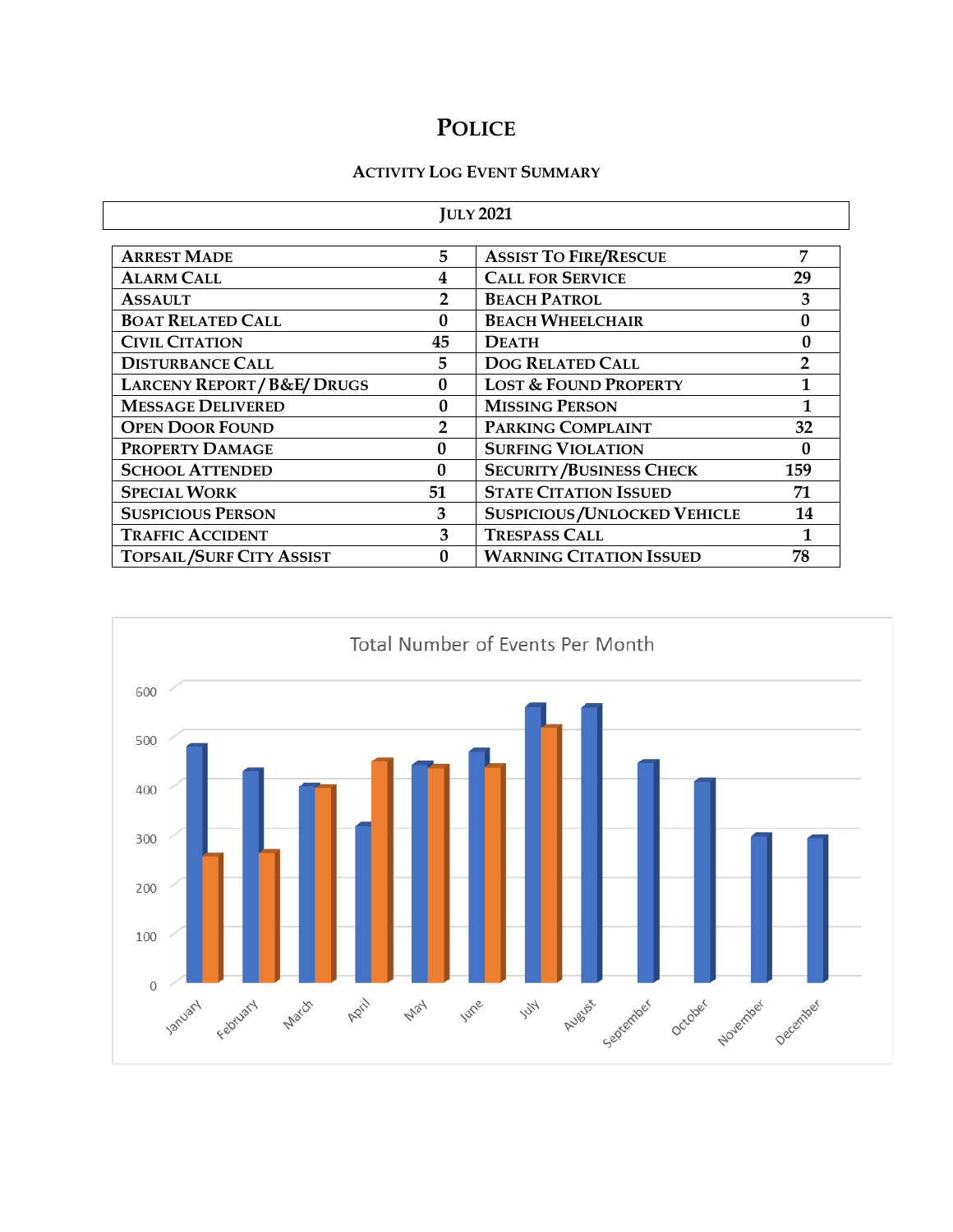# POLICE

## ACTIVITY LOG EVENT SUMMARY

**JULY 2021**

| | | | |
|---|---|---|---|
| ARREST MADE | 5 | ASSIST TO FIRE/RESCUE | 7 |
| ALARM CALL | 4 | CALL FOR SERVICE | 29 |
| ASSAULT | 2 | BEACH PATROL | 3 |
| BOAT RELATED CALL | 0 | BEACH WHEELCHAIR | 0 |
| CIVIL CITATION | 45 | DEATH | 0 |
| DISTURBANCE CALL | 5 | DOG RELATED CALL | 2 |
| LARCENY REPORT / B&E/ DRUGS | 0 | LOST & FOUND PROPERTY | 1 |
| MESSAGE DELIVERED | 0 | MISSING PERSON | 1 |
| OPEN DOOR FOUND | 2 | PARKING COMPLAINT | 32 |
| PROPERTY DAMAGE | 0 | SURFING VIOLATION | 0 |
| SCHOOL ATTENDED | 0 | SECURITY/BUSINESS CHECK | 159 |
| SPECIAL WORK | 51 | STATE CITATION ISSUED | 71 |
| SUSPICIOUS PERSON | 3 | SUSPICIOUS/UNLOCKED VEHICLE | 14 |
| TRAFFIC ACCIDENT | 3 | TRESPASS CALL | 1 |
| TOPSAIL/SURF CITY ASSIST | 0 | WARNING CITATION ISSUED | 78 |

Total Number of Events Per Month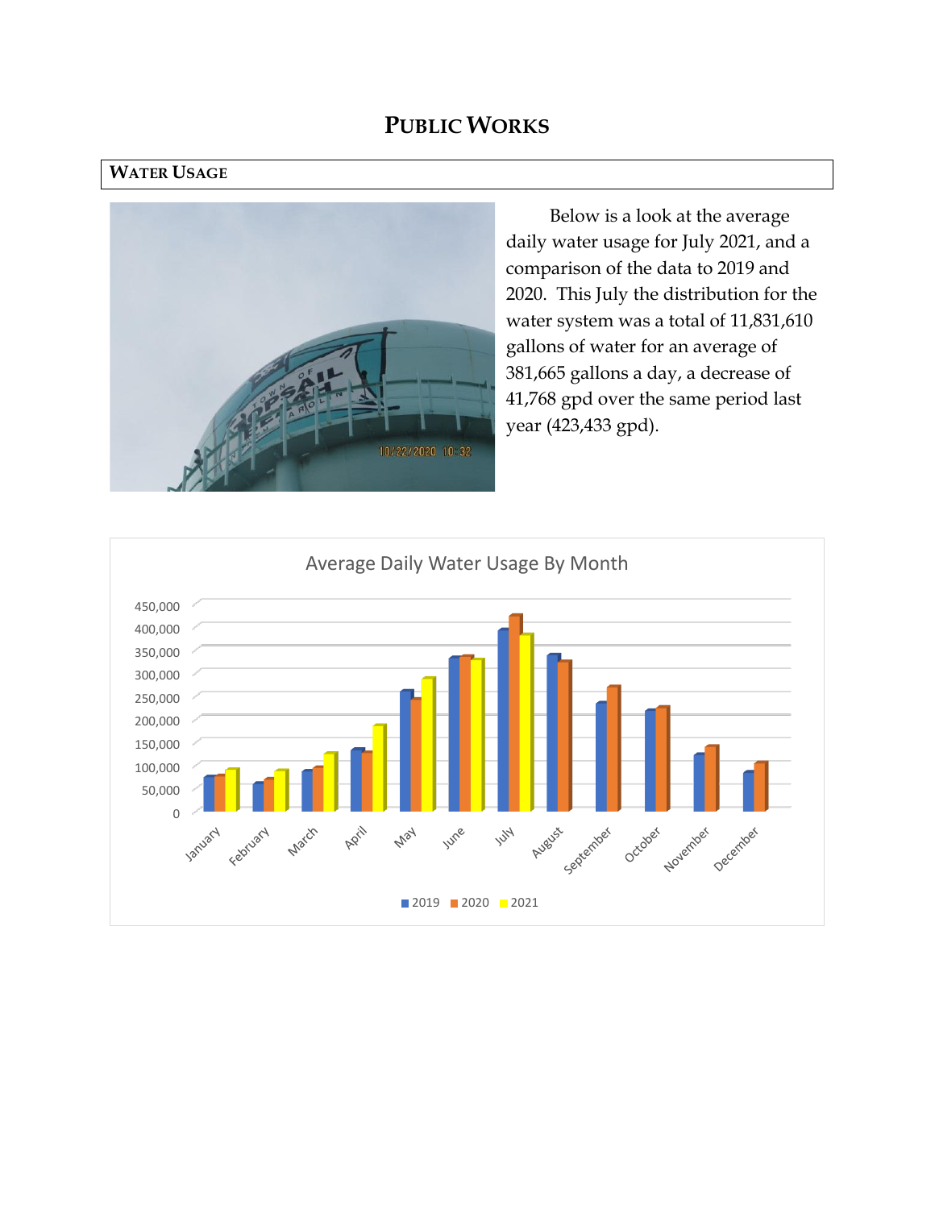# PUBLIC WORKS

## WATER USAGE

Below is a look at the average daily water usage for July 2021, and a comparison of the data to 2019 and 2020. This July the distribution for the water system was a total of 11,831,610 gallons of water for an average of 381,665 gallons a day, a decrease of 41,768 gpd over the same period last year (423,433 gpd).

Average Daily Water Usage By Month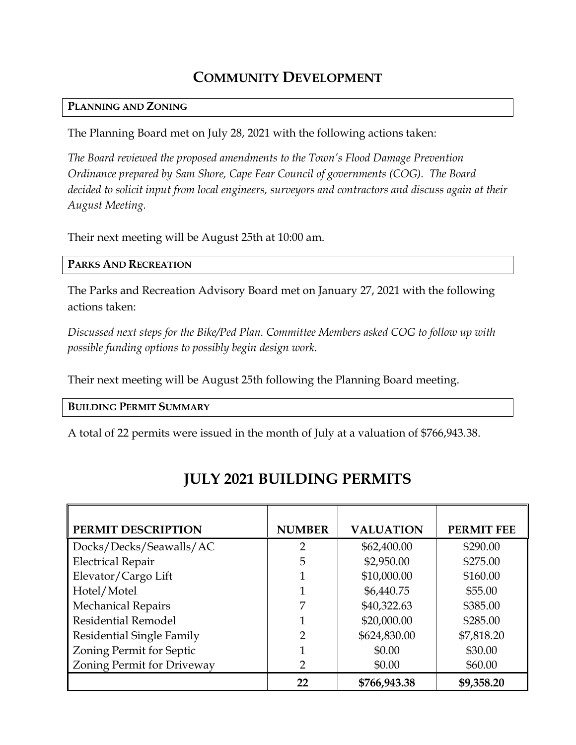# Community Development

## Planning and Zoning

The Planning Board met on July 28, 2021 with the following actions taken:

*The Board reviewed the proposed amendments to the Town's Flood Damage Prevention Ordinance prepared by Sam Shore, Cape Fear Council of governments (COG). The Board decided to solicit input from local engineers, surveyors and contractors and discuss again at their August Meeting.*

Their next meeting will be August 25th at 10:00 am.

## Parks And Recreation

The Parks and Recreation Advisory Board met on January 27, 2021 with the following actions taken:

*Discussed next steps for the Bike/Ped Plan. Committee Members asked COG to follow up with possible funding options to possibly begin design work.*

Their next meeting will be August 25th following the Planning Board meeting.

## Building Permit Summary

A total of 22 permits were issued in the month of July at a valuation of $766,943.38.

# JULY 2021 BUILDING PERMITS

| PERMIT DESCRIPTION | NUMBER | VALUATION | PERMIT FEE |
|---|---|---|---|
| Docks/Decks/Seawalls/AC | 2 | $62,400.00 | $290.00 |
| Electrical Repair | 5 | $2,950.00 | $275.00 |
| Elevator/Cargo Lift | 1 | $10,000.00 | $160.00 |
| Hotel/Motel | 1 | $6,440.75 | $55.00 |
| Mechanical Repairs | 7 | $40,322.63 | $385.00 |
| Residential Remodel | 1 | $20,000.00 | $285.00 |
| Residential Single Family | 2 | $624,830.00 | $7,818.20 |
| Zoning Permit for Septic | 1 | $0.00 | $30.00 |
| Zoning Permit for Driveway | 2 | $0.00 | $60.00 |
| | **22** | **$766,943.38** | **$9,358.20** |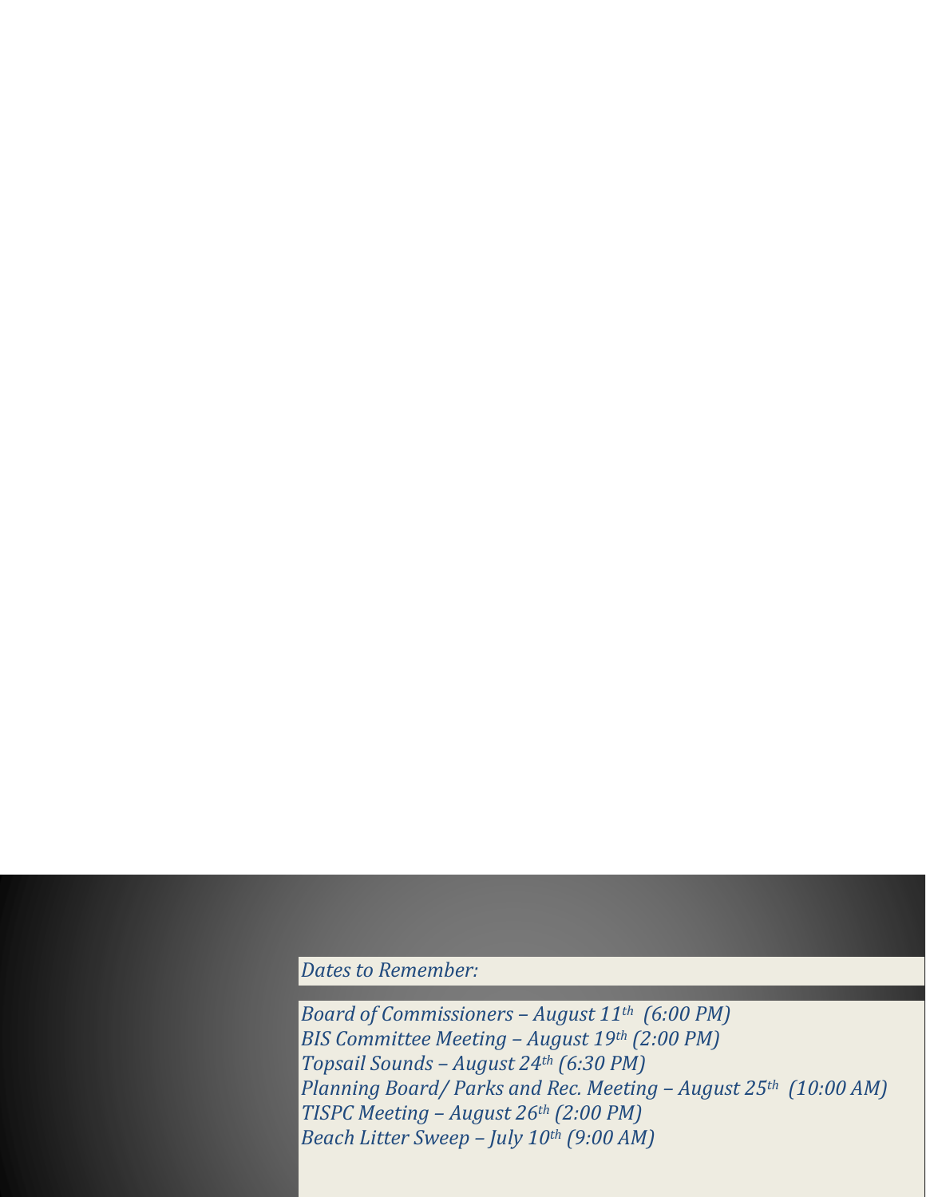*Dates to Remember:*

*Board of Commissioners – August 11th (6:00 PM)*
*BIS Committee Meeting – August 19th (2:00 PM)*
*Topsail Sounds – August 24th (6:30 PM)*
*Planning Board/ Parks and Rec. Meeting – August 25th (10:00 AM)*
*TISPC Meeting – August 26th (2:00 PM)*
*Beach Litter Sweep – July 10th (9:00 AM)*